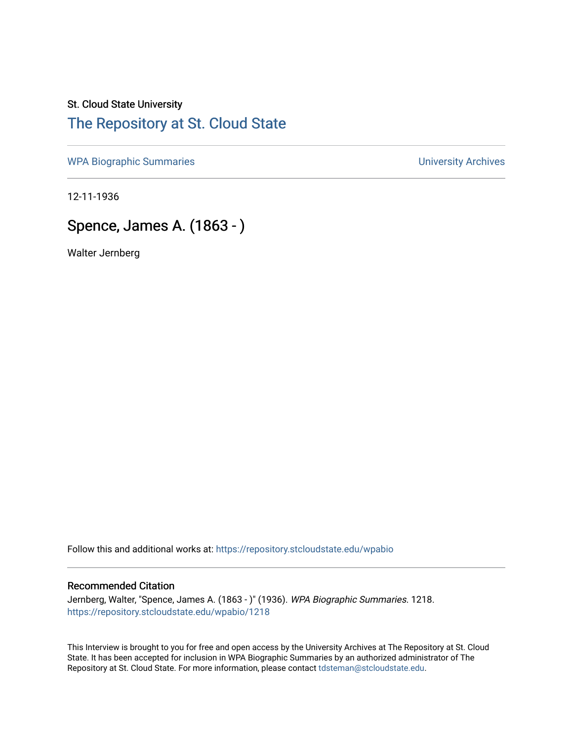St. Cloud State University

# The Repository at St. Cloud State

WPA Biographic Summaries | University Archives

12-11-1936

## Spence, James A. (1863 - )

Walter Jernberg

Follow this and additional works at: https://repository.stcloudstate.edu/wpabio

### Recommended Citation

Jernberg, Walter, "Spence, James A. (1863 - )" (1936). *WPA Biographic Summaries*. 1218.
https://repository.stcloudstate.edu/wpabio/1218

This Interview is brought to you for free and open access by the University Archives at The Repository at St. Cloud State. It has been accepted for inclusion in WPA Biographic Summaries by an authorized administrator of The Repository at St. Cloud State. For more information, please contact tdsteman@stcloudstate.edu.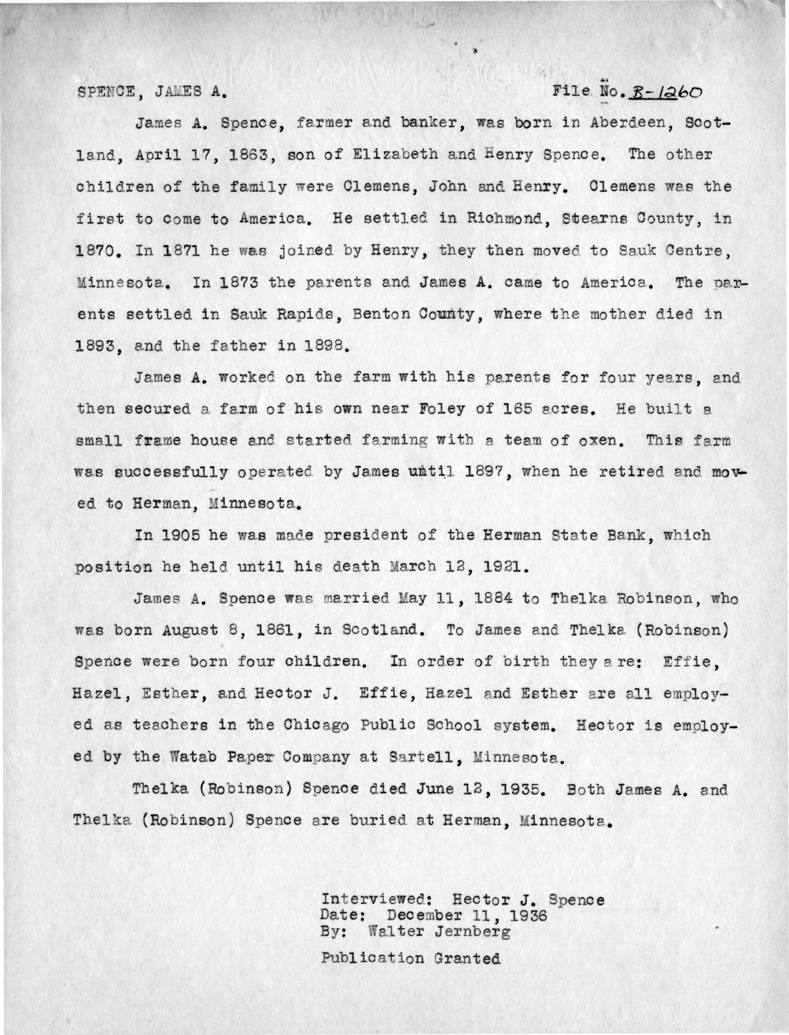SPENCE, JAMES A. File No. B-1260

James A. Spence, farmer and banker, was born in Aberdeen, Scotland, April 17, 1863, son of Elizabeth and Henry Spence. The other children of the family were Clemens, John and Henry. Clemens was the first to come to America. He settled in Richmond, Stearns County, in 1870. In 1871 he was joined by Henry, they then moved to Sauk Centre, Minnesota. In 1873 the parents and James A. came to America. The parents settled in Sauk Rapids, Benton County, where the mother died in 1893, and the father in 1898.

James A. worked on the farm with his parents for four years, and then secured a farm of his own near Foley of 165 acres. He built a small frame house and started farming with a team of oxen. This farm was successfully operated by James until 1897, when he retired and moved to Herman, Minnesota.

In 1905 he was made president of the Herman State Bank, which position he held until his death March 12, 1921.

James A. Spence was married May 11, 1884 to Thelka Robinson, who was born August 8, 1861, in Scotland. To James and Thelka (Robinson) Spence were born four children. In order of birth they are: Effie, Hazel, Esther, and Hector J. Effie, Hazel and Esther are all employed as teachers in the Chicago Public School system. Hector is employed by the Watab Paper Company at Sartell, Minnesota.

Thelka (Robinson) Spence died June 12, 1935. Both James A. and Thelka (Robinson) Spence are buried at Herman, Minnesota.

Interviewed: Hector J. Spence
Date: December 11, 1936
By: Walter Jernberg

Publication Granted